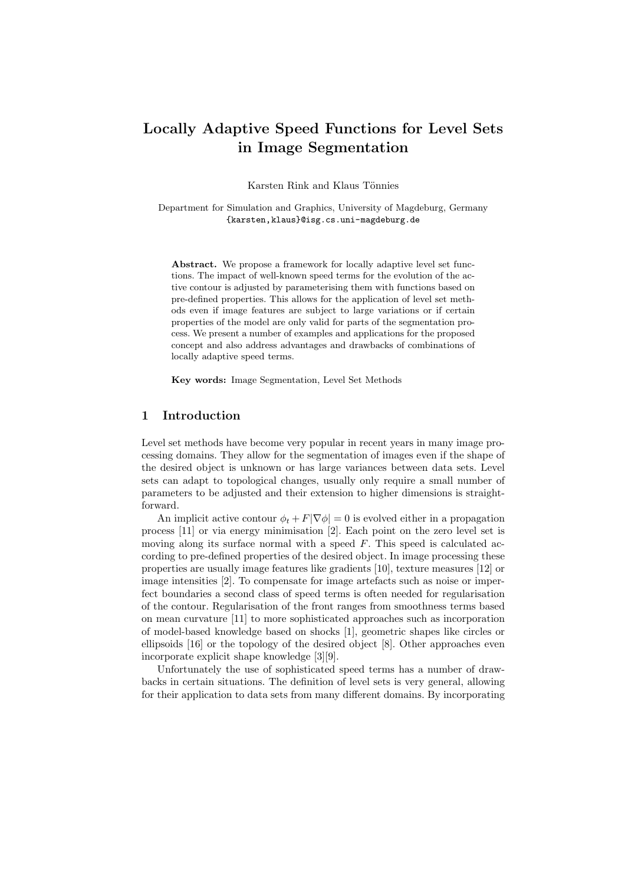# Locally Adaptive Speed Functions for Level Sets in Image Segmentation

Karsten Rink and Klaus Tönnies

Department for Simulation and Graphics, University of Magdeburg, Germany
{karsten,klaus}@isg.cs.uni-magdeburg.de

**Abstract.** We propose a framework for locally adaptive level set functions. The impact of well-known speed terms for the evolution of the active contour is adjusted by parameterising them with functions based on pre-defined properties. This allows for the application of level set methods even if image features are subject to large variations or if certain properties of the model are only valid for parts of the segmentation process. We present a number of examples and applications for the proposed concept and also address advantages and drawbacks of combinations of locally adaptive speed terms.

**Key words:** Image Segmentation, Level Set Methods

## 1 Introduction

Level set methods have become very popular in recent years in many image processing domains. They allow for the segmentation of images even if the shape of the desired object is unknown or has large variances between data sets. Level sets can adapt to topological changes, usually only require a small number of parameters to be adjusted and their extension to higher dimensions is straightforward.

An implicit active contour $\phi_t + F|\nabla\phi| = 0$ is evolved either in a propagation process [11] or via energy minimisation [2]. Each point on the zero level set is moving along its surface normal with a speed $F$. This speed is calculated according to pre-defined properties of the desired object. In image processing these properties are usually image features like gradients [10], texture measures [12] or image intensities [2]. To compensate for image artefacts such as noise or imperfect boundaries a second class of speed terms is often needed for regularisation of the contour. Regularisation of the front ranges from smoothness terms based on mean curvature [11] to more sophisticated approaches such as incorporation of model-based knowledge based on shocks [1], geometric shapes like circles or ellipsoids [16] or the topology of the desired object [8]. Other approaches even incorporate explicit shape knowledge [3][9].

Unfortunately the use of sophisticated speed terms has a number of drawbacks in certain situations. The definition of level sets is very general, allowing for their application to data sets from many different domains. By incorporating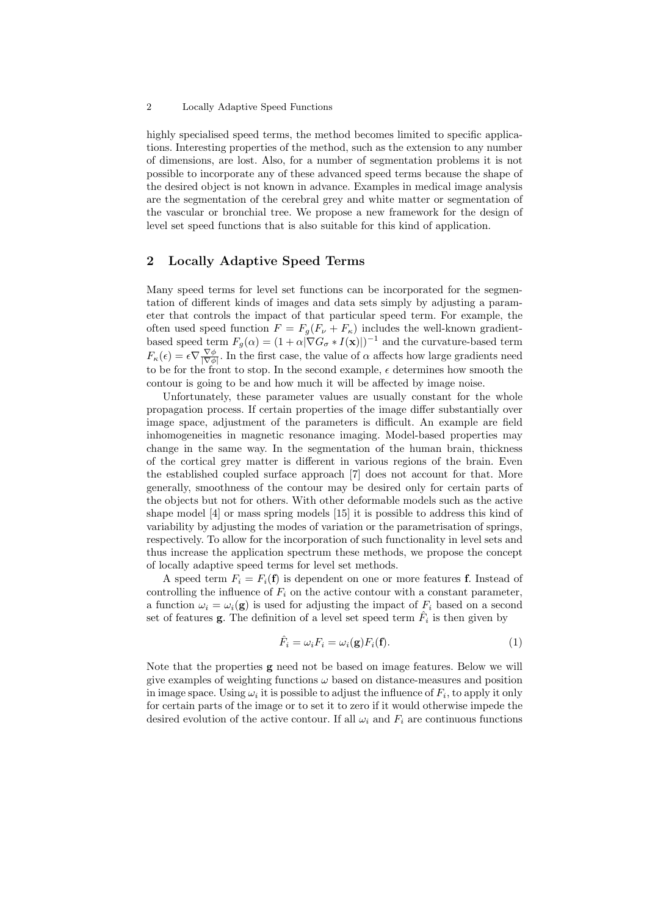highly specialised speed terms, the method becomes limited to specific applications. Interesting properties of the method, such as the extension to any number of dimensions, are lost. Also, for a number of segmentation problems it is not possible to incorporate any of these advanced speed terms because the shape of the desired object is not known in advance. Examples in medical image analysis are the segmentation of the cerebral grey and white matter or segmentation of the vascular or bronchial tree. We propose a new framework for the design of level set speed functions that is also suitable for this kind of application.

## 2 Locally Adaptive Speed Terms

Many speed terms for level set functions can be incorporated for the segmentation of different kinds of images and data sets simply by adjusting a parameter that controls the impact of that particular speed term. For example, the often used speed function $F = F_g(F_\nu + F_\kappa)$ includes the well-known gradient-based speed term $F_g(\alpha) = (1 + \alpha|\nabla G_\sigma * I(\mathbf{x})|)^{-1}$ and the curvature-based term $F_\kappa(\epsilon) = \epsilon \nabla \frac{\nabla \phi}{|\nabla \phi|}$. In the first case, the value of $\alpha$ affects how large gradients need to be for the front to stop. In the second example, $\epsilon$ determines how smooth the contour is going to be and how much it will be affected by image noise.

Unfortunately, these parameter values are usually constant for the whole propagation process. If certain properties of the image differ substantially over image space, adjustment of the parameters is difficult. An example are field inhomogeneities in magnetic resonance imaging. Model-based properties may change in the same way. In the segmentation of the human brain, thickness of the cortical grey matter is different in various regions of the brain. Even the established coupled surface approach [7] does not account for that. More generally, smoothness of the contour may be desired only for certain parts of the objects but not for others. With other deformable models such as the active shape model [4] or mass spring models [15] it is possible to address this kind of variability by adjusting the modes of variation or the parametrisation of springs, respectively. To allow for the incorporation of such functionality in level sets and thus increase the application spectrum these methods, we propose the concept of locally adaptive speed terms for level set methods.

A speed term $F_i = F_i(\mathbf{f})$ is dependent on one or more features $\mathbf{f}$. Instead of controlling the influence of $F_i$ on the active contour with a constant parameter, a function $\omega_i = \omega_i(\mathbf{g})$ is used for adjusting the impact of $F_i$ based on a second set of features $\mathbf{g}$. The definition of a level set speed term $\hat{F}_i$ is then given by

$$\hat{F}_i = \omega_i F_i = \omega_i(\mathbf{g}) F_i(\mathbf{f}). \tag{1}$$

Note that the properties $\mathbf{g}$ need not be based on image features. Below we will give examples of weighting functions $\omega$ based on distance-measures and position in image space. Using $\omega_i$ it is possible to adjust the influence of $F_i$, to apply it only for certain parts of the image or to set it to zero if it would otherwise impede the desired evolution of the active contour. If all $\omega_i$ and $F_i$ are continuous functions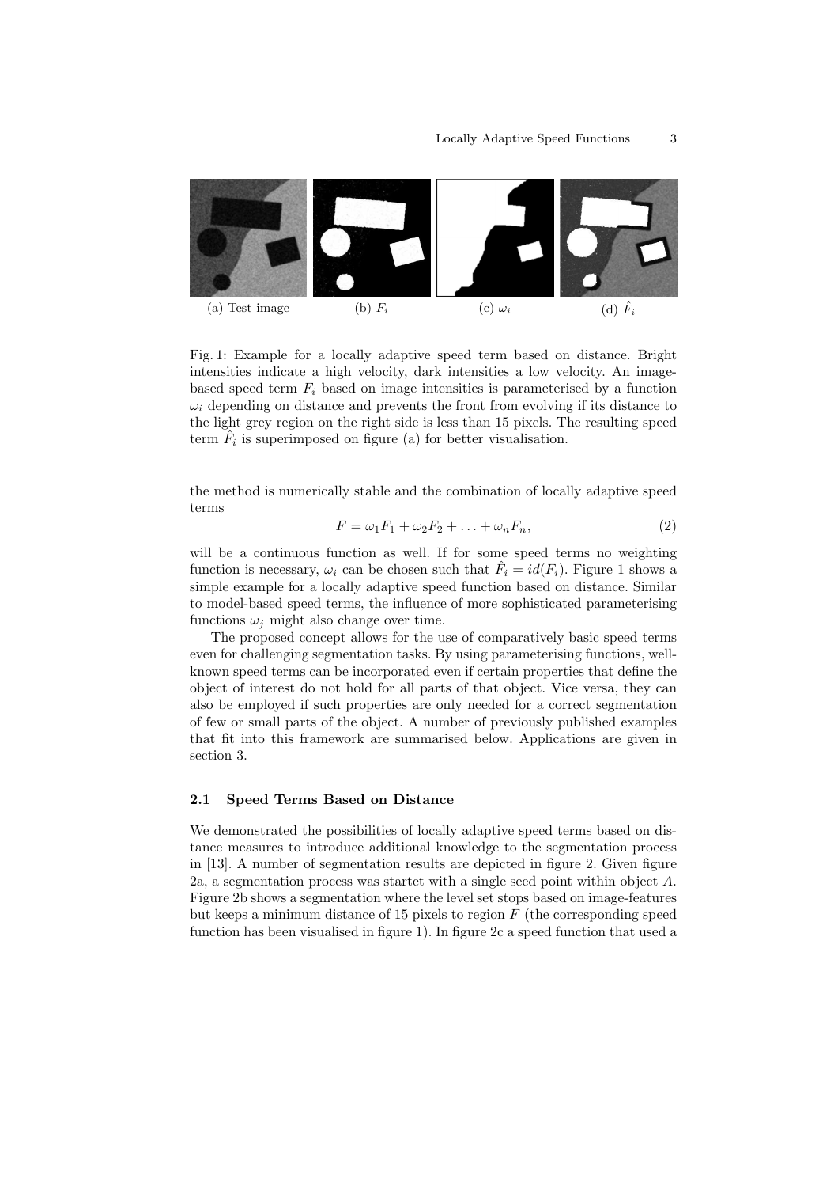(a) Test image (b) $F_i$ (c) $\omega_i$ (d) $\hat{F}_i$

Fig. 1: Example for a locally adaptive speed term based on distance. Bright intensities indicate a high velocity, dark intensities a low velocity. An image-based speed term $F_i$ based on image intensities is parameterised by a function $\omega_i$ depending on distance and prevents the front from evolving if its distance to the light grey region on the right side is less than 15 pixels. The resulting speed term $\hat{F}_i$ is superimposed on figure (a) for better visualisation.

the method is numerically stable and the combination of locally adaptive speed terms

$$F = \omega_1 F_1 + \omega_2 F_2 + \ldots + \omega_n F_n, \tag{2}$$

will be a continuous function as well. If for some speed terms no weighting function is necessary, $\omega_i$ can be chosen such that $\hat{F}_i = id(F_i)$. Figure 1 shows a simple example for a locally adaptive speed function based on distance. Similar to model-based speed terms, the influence of more sophisticated parameterising functions $\omega_j$ might also change over time.

The proposed concept allows for the use of comparatively basic speed terms even for challenging segmentation tasks. By using parameterising functions, well-known speed terms can be incorporated even if certain properties that define the object of interest do not hold for all parts of that object. Vice versa, they can also be employed if such properties are only needed for a correct segmentation of few or small parts of the object. A number of previously published examples that fit into this framework are summarised below. Applications are given in section 3.

### 2.1 Speed Terms Based on Distance

We demonstrated the possibilities of locally adaptive speed terms based on distance measures to introduce additional knowledge to the segmentation process in [13]. A number of segmentation results are depicted in figure 2. Given figure 2a, a segmentation process was startet with a single seed point within object $A$. Figure 2b shows a segmentation where the level set stops based on image-features but keeps a minimum distance of 15 pixels to region $F$ (the corresponding speed function has been visualised in figure 1). In figure 2c a speed function that used a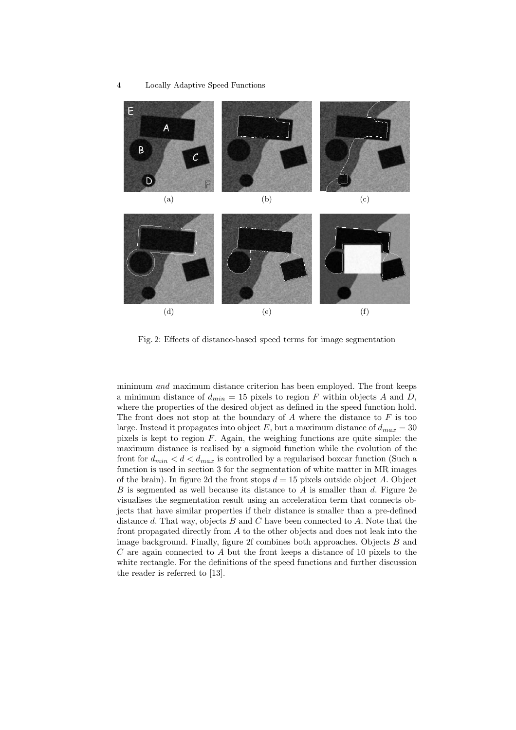Fig. 2: Effects of distance-based speed terms for image segmentation

minimum *and* maximum distance criterion has been employed. The front keeps a minimum distance of $d_{min} = 15$ pixels to region $F$ within objects $A$ and $D$, where the properties of the desired object as defined in the speed function hold. The front does not stop at the boundary of $A$ where the distance to $F$ is too large. Instead it propagates into object $E$, but a maximum distance of $d_{max} = 30$ pixels is kept to region $F$. Again, the weighing functions are quite simple: the maximum distance is realised by a sigmoid function while the evolution of the front for $d_{min} < d < d_{max}$ is controlled by a regularised boxcar function (Such a function is used in section 3 for the segmentation of white matter in MR images of the brain). In figure 2d the front stops $d = 15$ pixels outside object $A$. Object $B$ is segmented as well because its distance to $A$ is smaller than $d$. Figure 2e visualises the segmentation result using an acceleration term that connects objects that have similar properties if their distance is smaller than a pre-defined distance $d$. That way, objects $B$ and $C$ have been connected to $A$. Note that the front propagated directly from $A$ to the other objects and does not leak into the image background. Finally, figure 2f combines both approaches. Objects $B$ and $C$ are again connected to $A$ but the front keeps a distance of 10 pixels to the white rectangle. For the definitions of the speed functions and further discussion the reader is referred to [13].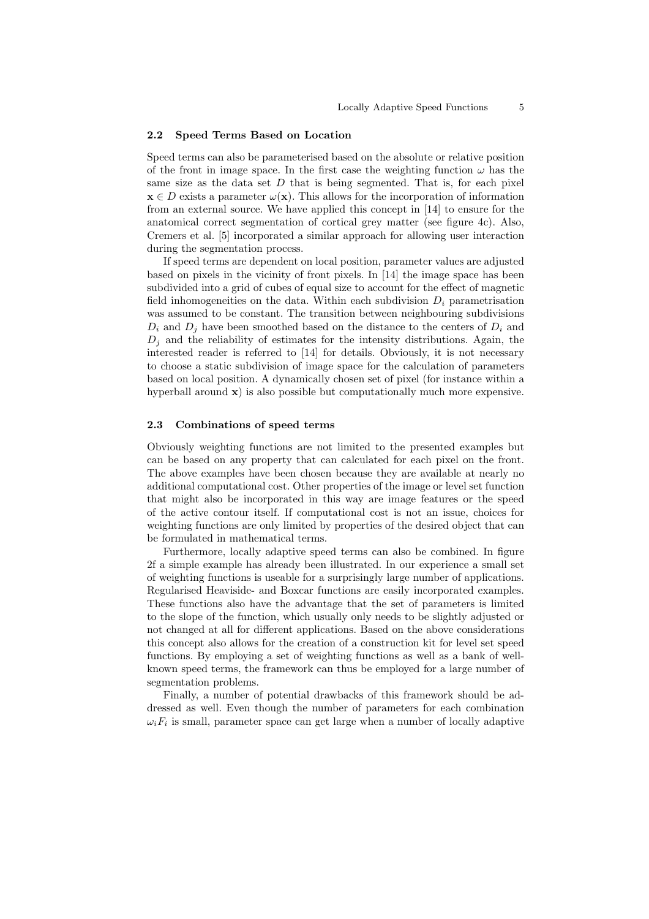### 2.2 Speed Terms Based on Location

Speed terms can also be parameterised based on the absolute or relative position of the front in image space. In the first case the weighting function $\omega$ has the same size as the data set $D$ that is being segmented. That is, for each pixel $\mathbf{x} \in D$ exists a parameter $\omega(\mathbf{x})$. This allows for the incorporation of information from an external source. We have applied this concept in [14] to ensure for the anatomical correct segmentation of cortical grey matter (see figure 4c). Also, Cremers et al. [5] incorporated a similar approach for allowing user interaction during the segmentation process.

If speed terms are dependent on local position, parameter values are adjusted based on pixels in the vicinity of front pixels. In [14] the image space has been subdivided into a grid of cubes of equal size to account for the effect of magnetic field inhomogeneities on the data. Within each subdivision $D_i$ parametrisation was assumed to be constant. The transition between neighbouring subdivisions $D_i$ and $D_j$ have been smoothed based on the distance to the centers of $D_i$ and $D_j$ and the reliability of estimates for the intensity distributions. Again, the interested reader is referred to [14] for details. Obviously, it is not necessary to choose a static subdivision of image space for the calculation of parameters based on local position. A dynamically chosen set of pixel (for instance within a hyperball around $\mathbf{x}$) is also possible but computationally much more expensive.

### 2.3 Combinations of speed terms

Obviously weighting functions are not limited to the presented examples but can be based on any property that can calculated for each pixel on the front. The above examples have been chosen because they are available at nearly no additional computational cost. Other properties of the image or level set function that might also be incorporated in this way are image features or the speed of the active contour itself. If computational cost is not an issue, choices for weighting functions are only limited by properties of the desired object that can be formulated in mathematical terms.

Furthermore, locally adaptive speed terms can also be combined. In figure 2f a simple example has already been illustrated. In our experience a small set of weighting functions is useable for a surprisingly large number of applications. Regularised Heaviside- and Boxcar functions are easily incorporated examples. These functions also have the advantage that the set of parameters is limited to the slope of the function, which usually only needs to be slightly adjusted or not changed at all for different applications. Based on the above considerations this concept also allows for the creation of a construction kit for level set speed functions. By employing a set of weighting functions as well as a bank of well-known speed terms, the framework can thus be employed for a large number of segmentation problems.

Finally, a number of potential drawbacks of this framework should be addressed as well. Even though the number of parameters for each combination $\omega_i F_i$ is small, parameter space can get large when a number of locally adaptive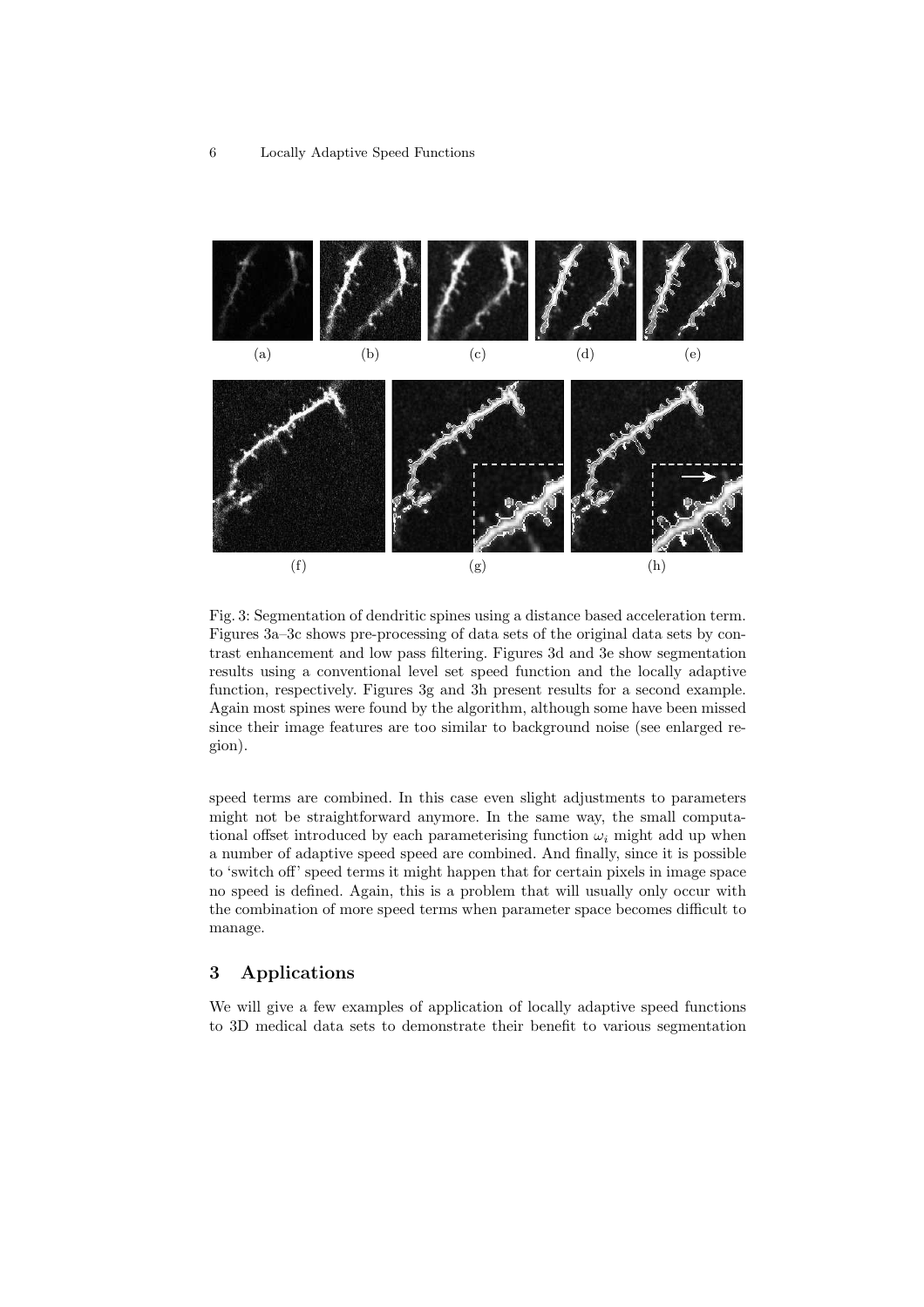(a) (b) (c) (d) (e)

(f) (g) (h)

Fig. 3: Segmentation of dendritic spines using a distance based acceleration term. Figures 3a–3c shows pre-processing of data sets of the original data sets by contrast enhancement and low pass filtering. Figures 3d and 3e show segmentation results using a conventional level set speed function and the locally adaptive function, respectively. Figures 3g and 3h present results for a second example. Again most spines were found by the algorithm, although some have been missed since their image features are too similar to background noise (see enlarged region).

speed terms are combined. In this case even slight adjustments to parameters might not be straightforward anymore. In the same way, the small computational offset introduced by each parameterising function $\omega_i$ might add up when a number of adaptive speed speed are combined. And finally, since it is possible to 'switch off' speed terms it might happen that for certain pixels in image space no speed is defined. Again, this is a problem that will usually only occur with the combination of more speed terms when parameter space becomes difficult to manage.

## 3 Applications

We will give a few examples of application of locally adaptive speed functions to 3D medical data sets to demonstrate their benefit to various segmentation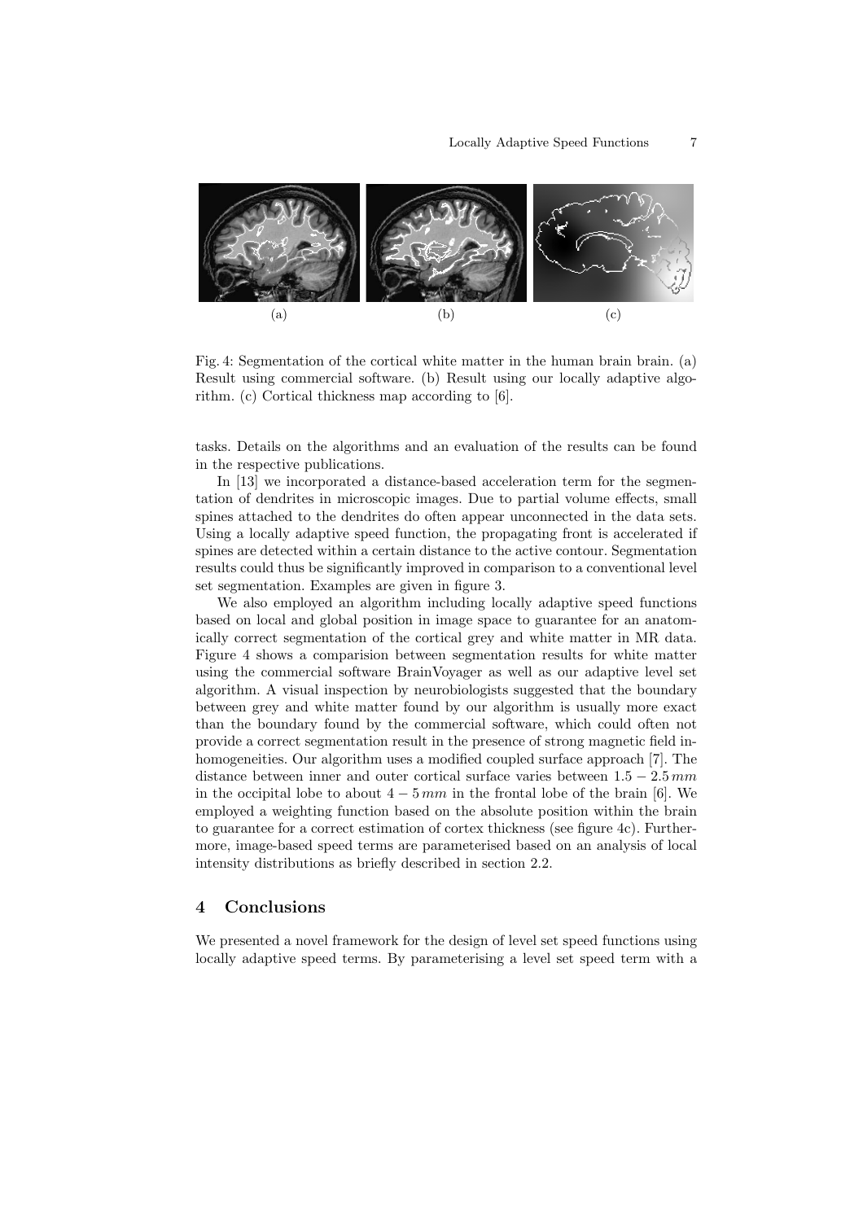(a) (b) (c)

Fig. 4: Segmentation of the cortical white matter in the human brain brain. (a) Result using commercial software. (b) Result using our locally adaptive algorithm. (c) Cortical thickness map according to [6].

tasks. Details on the algorithms and an evaluation of the results can be found in the respective publications.

In [13] we incorporated a distance-based acceleration term for the segmentation of dendrites in microscopic images. Due to partial volume effects, small spines attached to the dendrites do often appear unconnected in the data sets. Using a locally adaptive speed function, the propagating front is accelerated if spines are detected within a certain distance to the active contour. Segmentation results could thus be significantly improved in comparison to a conventional level set segmentation. Examples are given in figure 3.

We also employed an algorithm including locally adaptive speed functions based on local and global position in image space to guarantee for an anatomically correct segmentation of the cortical grey and white matter in MR data. Figure 4 shows a comparision between segmentation results for white matter using the commercial software BrainVoyager as well as our adaptive level set algorithm. A visual inspection by neurobiologists suggested that the boundary between grey and white matter found by our algorithm is usually more exact than the boundary found by the commercial software, which could often not provide a correct segmentation result in the presence of strong magnetic field inhomogeneities. Our algorithm uses a modified coupled surface approach [7]. The distance between inner and outer cortical surface varies between $1.5 - 2.5\,mm$ in the occipital lobe to about $4 - 5\,mm$ in the frontal lobe of the brain [6]. We employed a weighting function based on the absolute position within the brain to guarantee for a correct estimation of cortex thickness (see figure 4c). Furthermore, image-based speed terms are parameterised based on an analysis of local intensity distributions as briefly described in section 2.2.

## 4 Conclusions

We presented a novel framework for the design of level set speed functions using locally adaptive speed terms. By parameterising a level set speed term with a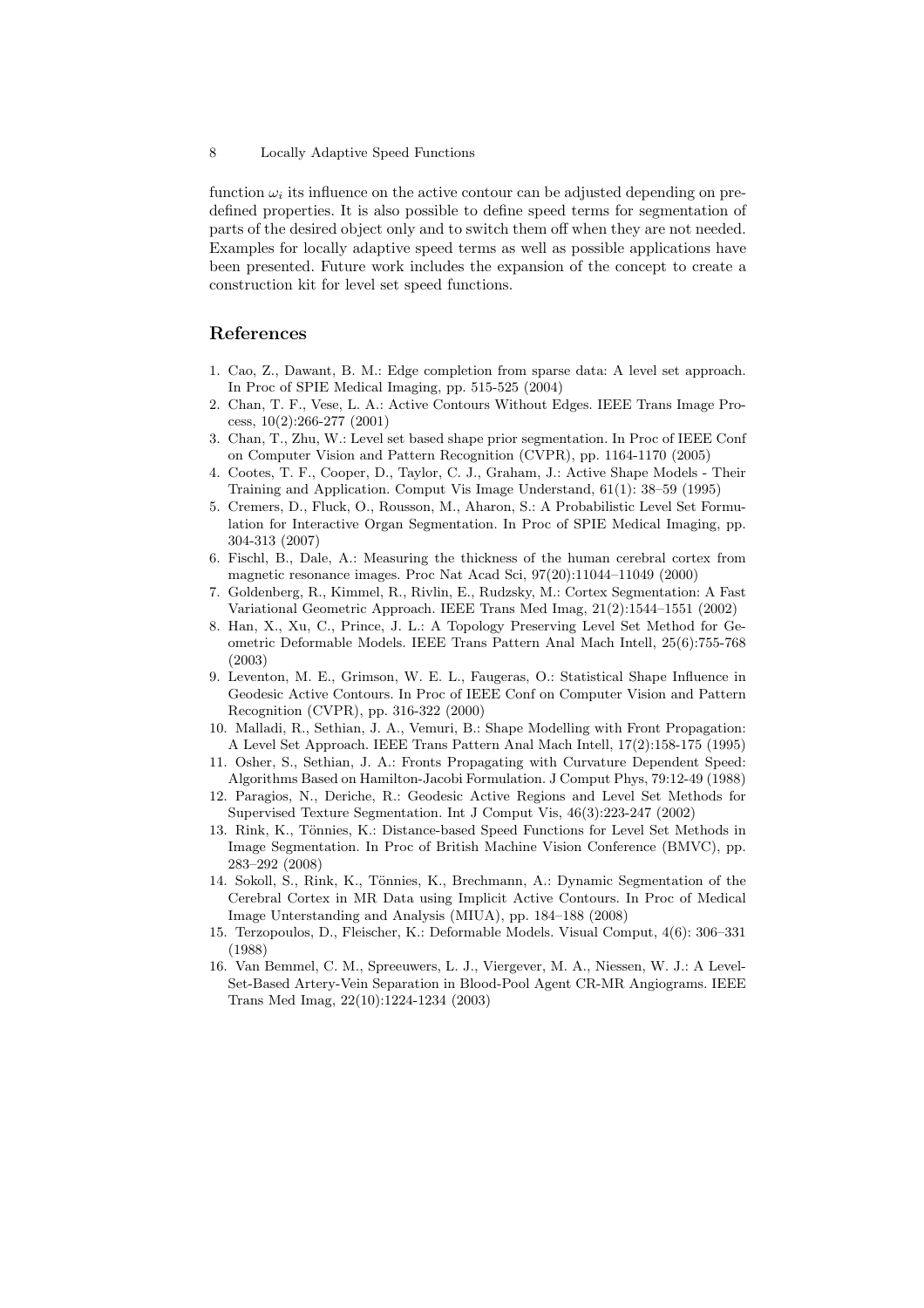function $\omega_i$ its influence on the active contour can be adjusted depending on predefined properties. It is also possible to define speed terms for segmentation of parts of the desired object only and to switch them off when they are not needed. Examples for locally adaptive speed terms as well as possible applications have been presented. Future work includes the expansion of the concept to create a construction kit for level set speed functions.

## References

1. Cao, Z., Dawant, B. M.: Edge completion from sparse data: A level set approach. In Proc of SPIE Medical Imaging, pp. 515-525 (2004)
2. Chan, T. F., Vese, L. A.: Active Contours Without Edges. IEEE Trans Image Process, 10(2):266-277 (2001)
3. Chan, T., Zhu, W.: Level set based shape prior segmentation. In Proc of IEEE Conf on Computer Vision and Pattern Recognition (CVPR), pp. 1164-1170 (2005)
4. Cootes, T. F., Cooper, D., Taylor, C. J., Graham, J.: Active Shape Models - Their Training and Application. Comput Vis Image Understand, 61(1): 38–59 (1995)
5. Cremers, D., Fluck, O., Rousson, M., Aharon, S.: A Probabilistic Level Set Formulation for Interactive Organ Segmentation. In Proc of SPIE Medical Imaging, pp. 304-313 (2007)
6. Fischl, B., Dale, A.: Measuring the thickness of the human cerebral cortex from magnetic resonance images. Proc Nat Acad Sci, 97(20):11044–11049 (2000)
7. Goldenberg, R., Kimmel, R., Rivlin, E., Rudzsky, M.: Cortex Segmentation: A Fast Variational Geometric Approach. IEEE Trans Med Imag, 21(2):1544–1551 (2002)
8. Han, X., Xu, C., Prince, J. L.: A Topology Preserving Level Set Method for Geometric Deformable Models. IEEE Trans Pattern Anal Mach Intell, 25(6):755-768 (2003)
9. Leventon, M. E., Grimson, W. E. L., Faugeras, O.: Statistical Shape Influence in Geodesic Active Contours. In Proc of IEEE Conf on Computer Vision and Pattern Recognition (CVPR), pp. 316-322 (2000)
10. Malladi, R., Sethian, J. A., Vemuri, B.: Shape Modelling with Front Propagation: A Level Set Approach. IEEE Trans Pattern Anal Mach Intell, 17(2):158-175 (1995)
11. Osher, S., Sethian, J. A.: Fronts Propagating with Curvature Dependent Speed: Algorithms Based on Hamilton-Jacobi Formulation. J Comput Phys, 79:12-49 (1988)
12. Paragios, N., Deriche, R.: Geodesic Active Regions and Level Set Methods for Supervised Texture Segmentation. Int J Comput Vis, 46(3):223-247 (2002)
13. Rink, K., Tönnies, K.: Distance-based Speed Functions for Level Set Methods in Image Segmentation. In Proc of British Machine Vision Conference (BMVC), pp. 283–292 (2008)
14. Sokoll, S., Rink, K., Tönnies, K., Brechmann, A.: Dynamic Segmentation of the Cerebral Cortex in MR Data using Implicit Active Contours. In Proc of Medical Image Unterstanding and Analysis (MIUA), pp. 184–188 (2008)
15. Terzopoulos, D., Fleischer, K.: Deformable Models. Visual Comput, 4(6): 306–331 (1988)
16. Van Bemmel, C. M., Spreeuwers, L. J., Viergever, M. A., Niessen, W. J.: A Level-Set-Based Artery-Vein Separation in Blood-Pool Agent CR-MR Angiograms. IEEE Trans Med Imag, 22(10):1224-1234 (2003)